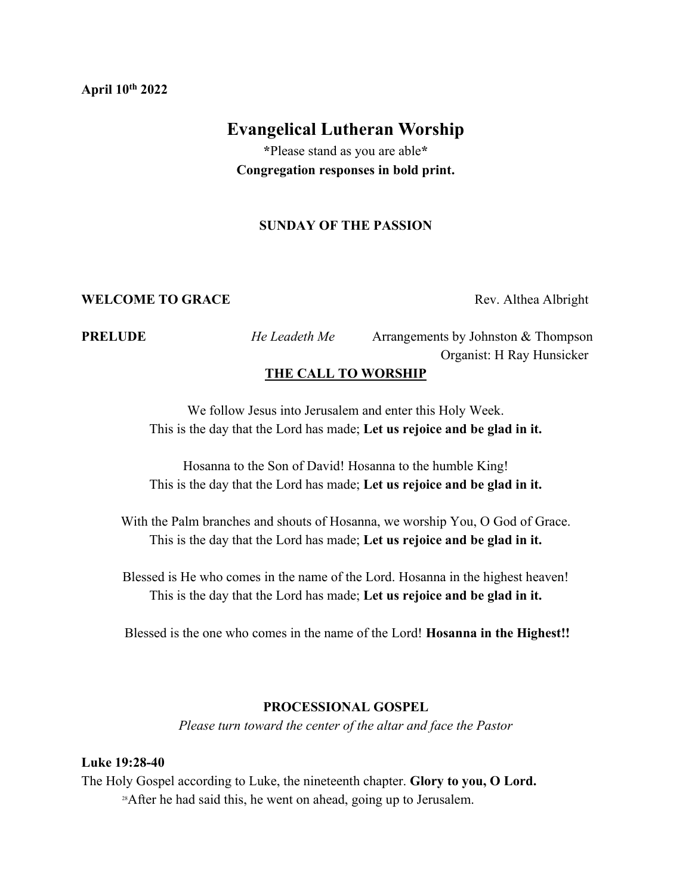**April 10th 2022**

# Evangelical Lutheran Worship

**\***Please stand as you are able**\***

**Congregation responses in bold print.**

**SUNDAY OF THE PASSION**

**WELCOME TO GRACE** Rev. Althea Albright

**PRELUDE** *He Leadeth Me* Arrangements by Johnston & Thompson
Organist: H Ray Hunsicker

## THE CALL TO WORSHIP

We follow Jesus into Jerusalem and enter this Holy Week.
This is the day that the Lord has made; **Let us rejoice and be glad in it.**

Hosanna to the Son of David! Hosanna to the humble King!
This is the day that the Lord has made; **Let us rejoice and be glad in it.**

With the Palm branches and shouts of Hosanna, we worship You, O God of Grace.
This is the day that the Lord has made; **Let us rejoice and be glad in it.**

Blessed is He who comes in the name of the Lord. Hosanna in the highest heaven!
This is the day that the Lord has made; **Let us rejoice and be glad in it.**

Blessed is the one who comes in the name of the Lord! **Hosanna in the Highest!!**

**PROCESSIONAL GOSPEL**

*Please turn toward the center of the altar and face the Pastor*

**Luke 19:28-40**

The Holy Gospel according to Luke, the nineteenth chapter. **Glory to you, O Lord.**

[28]After he had said this, he went on ahead, going up to Jerusalem.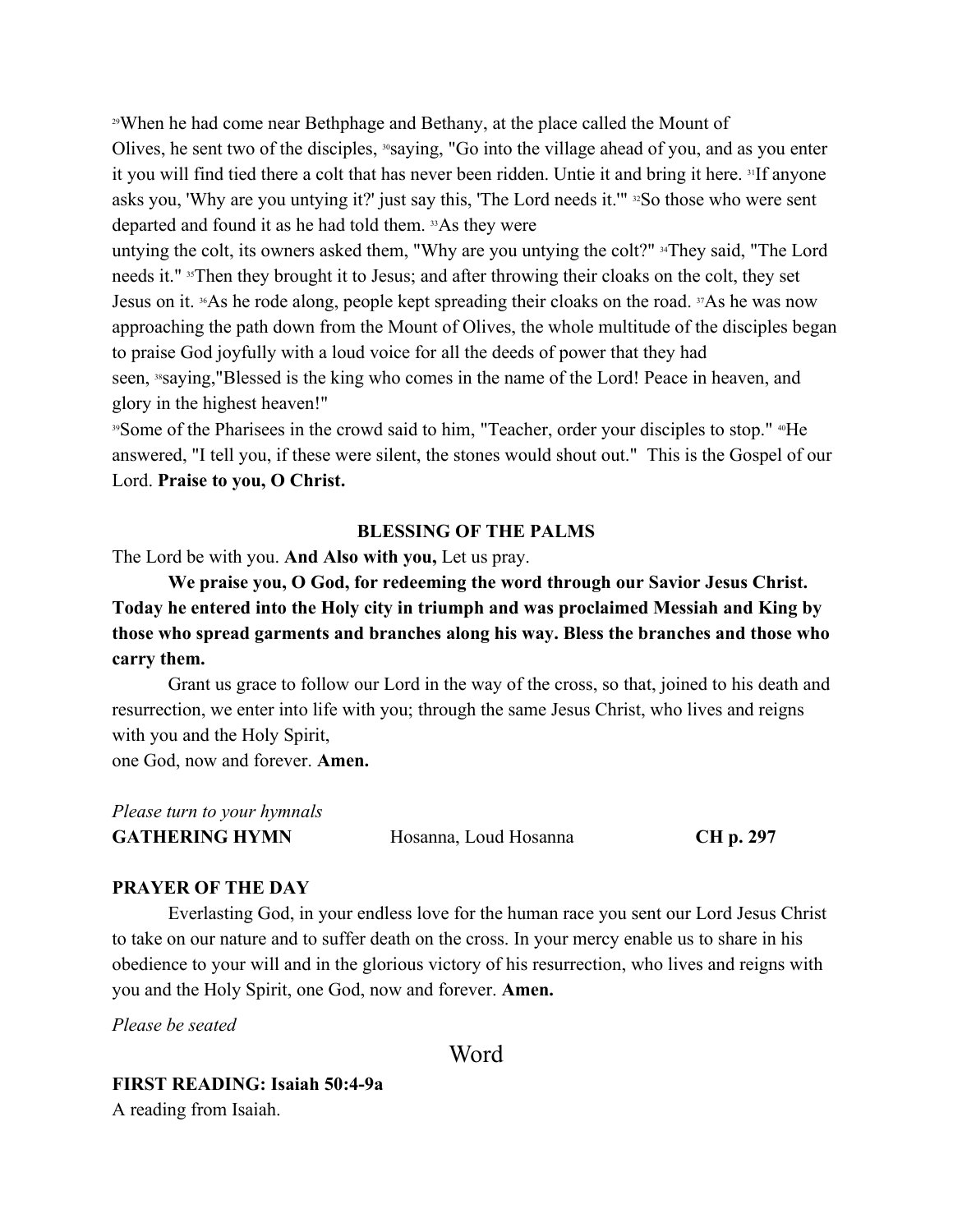[29]When he had come near Bethphage and Bethany, at the place called the Mount of Olives, he sent two of the disciples, [30]saying, "Go into the village ahead of you, and as you enter it you will find tied there a colt that has never been ridden. Untie it and bring it here. [31]If anyone asks you, 'Why are you untying it?' just say this, 'The Lord needs it.'" [32]So those who were sent departed and found it as he had told them. [33]As they were untying the colt, its owners asked them, "Why are you untying the colt?" [34]They said, "The Lord needs it." [35]Then they brought it to Jesus; and after throwing their cloaks on the colt, they set Jesus on it. [36]As he rode along, people kept spreading their cloaks on the road. [37]As he was now approaching the path down from the Mount of Olives, the whole multitude of the disciples began to praise God joyfully with a loud voice for all the deeds of power that they had seen, [38]saying,"Blessed is the king who comes in the name of the Lord! Peace in heaven, and glory in the highest heaven!"

[39]Some of the Pharisees in the crowd said to him, "Teacher, order your disciples to stop." [40]He answered, "I tell you, if these were silent, the stones would shout out." This is the Gospel of our Lord. **Praise to you, O Christ.**

**BLESSING OF THE PALMS**

The Lord be with you. **And Also with you,** Let us pray.

**We praise you, O God, for redeeming the word through our Savior Jesus Christ. Today he entered into the Holy city in triumph and was proclaimed Messiah and King by those who spread garments and branches along his way. Bless the branches and those who carry them.**

Grant us grace to follow our Lord in the way of the cross, so that, joined to his death and resurrection, we enter into life with you; through the same Jesus Christ, who lives and reigns with you and the Holy Spirit,
one God, now and forever. **Amen.**

*Please turn to your hymnals*

**GATHERING HYMN** Hosanna, Loud Hosanna **CH p. 297**

**PRAYER OF THE DAY**

Everlasting God, in your endless love for the human race you sent our Lord Jesus Christ to take on our nature and to suffer death on the cross. In your mercy enable us to share in his obedience to your will and in the glorious victory of his resurrection, who lives and reigns with you and the Holy Spirit, one God, now and forever. **Amen.**

*Please be seated*

## Word

**FIRST READING: Isaiah 50:4-9a**

A reading from Isaiah.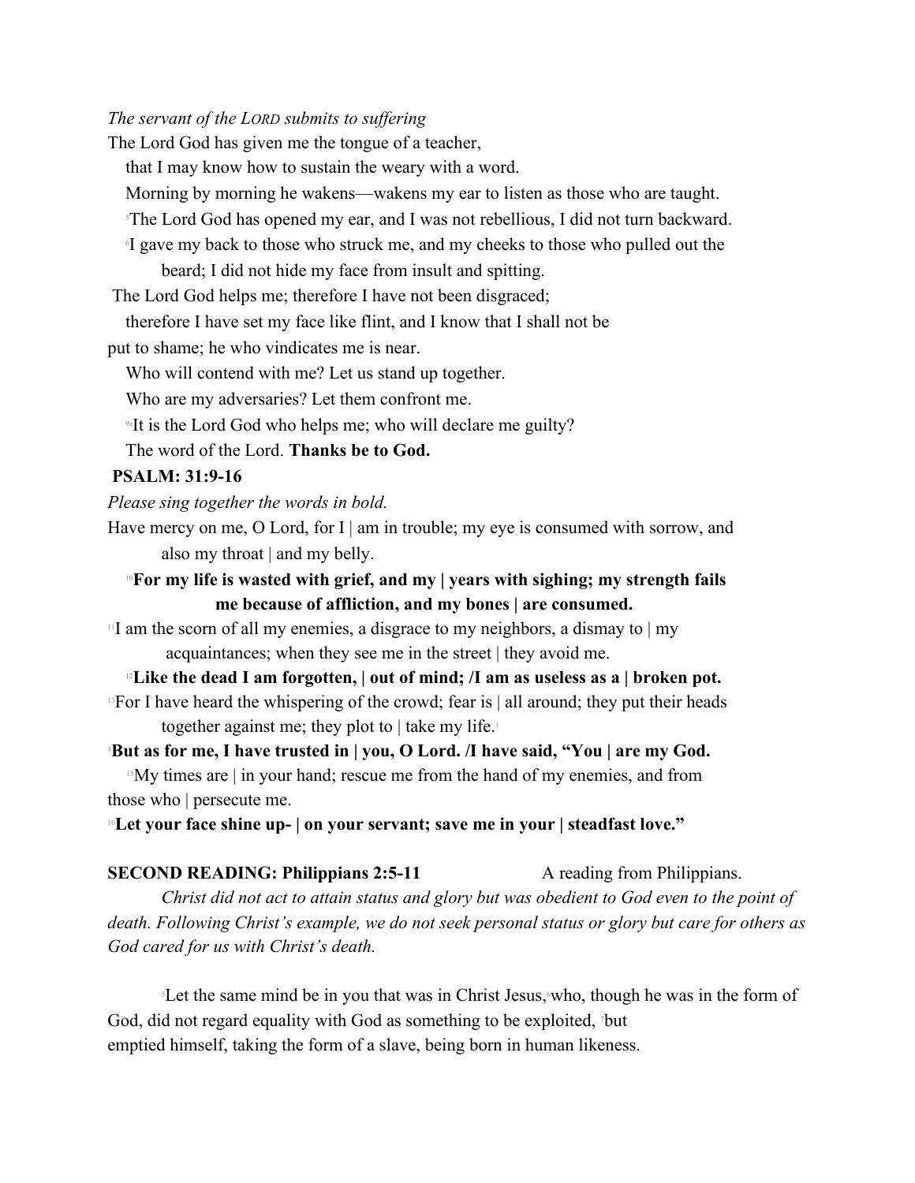*The servant of the LORD submits to suffering*

The Lord God has given me the tongue of a teacher,
 that I may know how to sustain the weary with a word.
 Morning by morning he wakens—wakens my ear to listen as those who are taught.
 [5]The Lord God has opened my ear, and I was not rebellious, I did not turn backward.
 [6]I gave my back to those who struck me, and my cheeks to those who pulled out the beard; I did not hide my face from insult and spitting.
 The Lord God helps me; therefore I have not been disgraced;
 therefore I have set my face like flint, and I know that I shall not be put to shame; he who vindicates me is near.
 Who will contend with me? Let us stand up together.
 Who are my adversaries? Let them confront me.
 [9a]It is the Lord God who helps me; who will declare me guilty?
 The word of the Lord. **Thanks be to God.**

**PSALM: 31:9-16**

*Please sing together the words in bold.*

Have mercy on me, O Lord, for I | am in trouble; my eye is consumed with sorrow, and also my throat | and my belly.

[10]**For my life is wasted with grief, and my | years with sighing; my strength fails me because of affliction, and my bones | are consumed.**

[11]I am the scorn of all my enemies, a disgrace to my neighbors, a dismay to | my acquaintances; when they see me in the street | they avoid me.

[12]**Like the dead I am forgotten, | out of mind; /I am as useless as a | broken pot.**

[13]For I have heard the whispering of the crowd; fear is | all around; they put their heads together against me; they plot to | take my life.[1]

[4]**But as for me, I have trusted in | you, O Lord. /I have said, "You | are my God.**

[15]My times are | in your hand; rescue me from the hand of my enemies, and from those who | persecute me.

[16]**Let your face shine up- | on your servant; save me in your | steadfast love."**

**SECOND READING: Philippians 2:5-11** A reading from Philippians.

*Christ did not act to attain status and glory but was obedient to God even to the point of death. Following Christ's example, we do not seek personal status or glory but care for others as God cared for us with Christ's death.*

[5]Let the same mind be in you that was in Christ Jesus,[6]who, though he was in the form of God, did not regard equality with God as something to be exploited, [7]but emptied himself, taking the form of a slave, being born in human likeness.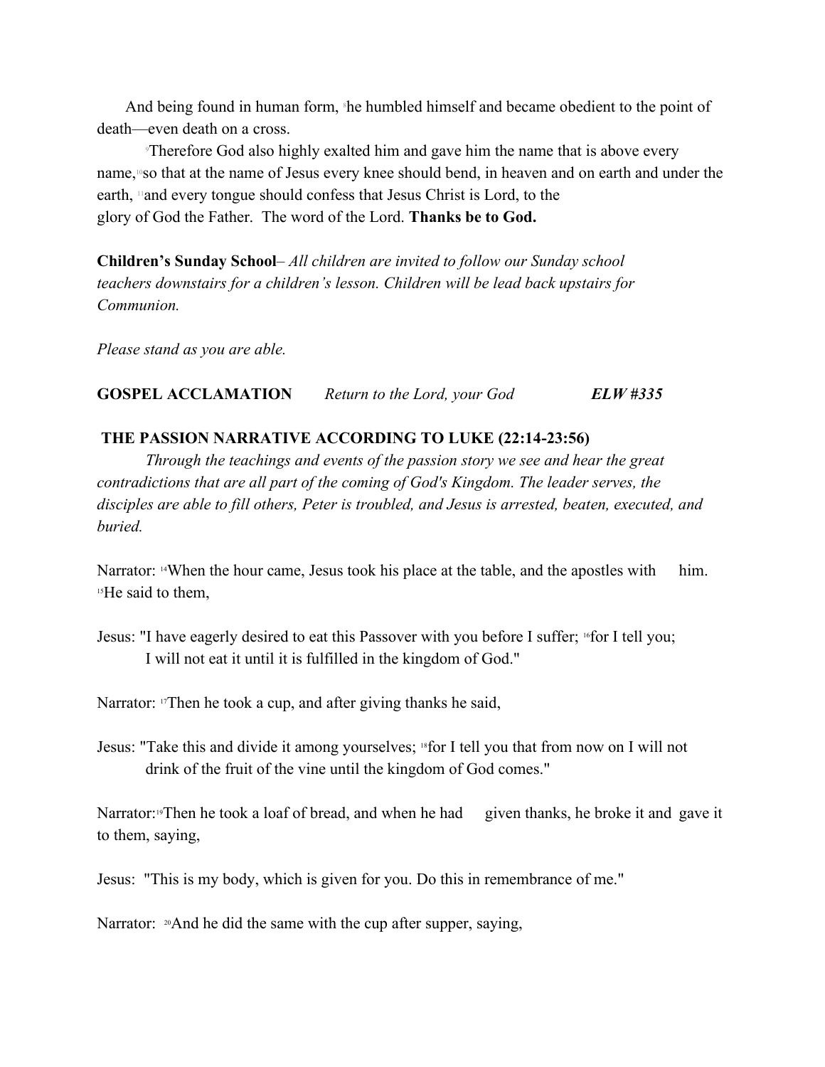And being found in human form, [8]he humbled himself and became obedient to the point of death—even death on a cross.

[9]Therefore God also highly exalted him and gave him the name that is above every name,[10]so that at the name of Jesus every knee should bend, in heaven and on earth and under the earth, [11]and every tongue should confess that Jesus Christ is Lord, to the glory of God the Father. The word of the Lord. **Thanks be to God.**

**Children's Sunday School**– *All children are invited to follow our Sunday school teachers downstairs for a children's lesson. Children will be lead back upstairs for Communion.*

*Please stand as you are able.*

**GOSPEL ACCLAMATION** *Return to the Lord, your God* ***ELW #335***

**THE PASSION NARRATIVE ACCORDING TO LUKE (22:14-23:56)**

*Through the teachings and events of the passion story we see and hear the great contradictions that are all part of the coming of God's Kingdom. The leader serves, the disciples are able to fill others, Peter is troubled, and Jesus is arrested, beaten, executed, and buried.*

Narrator: [14]When the hour came, Jesus took his place at the table, and the apostles with him. [15]He said to them,

Jesus: "I have eagerly desired to eat this Passover with you before I suffer; [16]for I tell you; I will not eat it until it is fulfilled in the kingdom of God."

Narrator: [17]Then he took a cup, and after giving thanks he said,

Jesus: "Take this and divide it among yourselves; [18]for I tell you that from now on I will not drink of the fruit of the vine until the kingdom of God comes."

Narrator:[19]Then he took a loaf of bread, and when he had given thanks, he broke it and gave it to them, saying,

Jesus: "This is my body, which is given for you. Do this in remembrance of me."

Narrator: [20]And he did the same with the cup after supper, saying,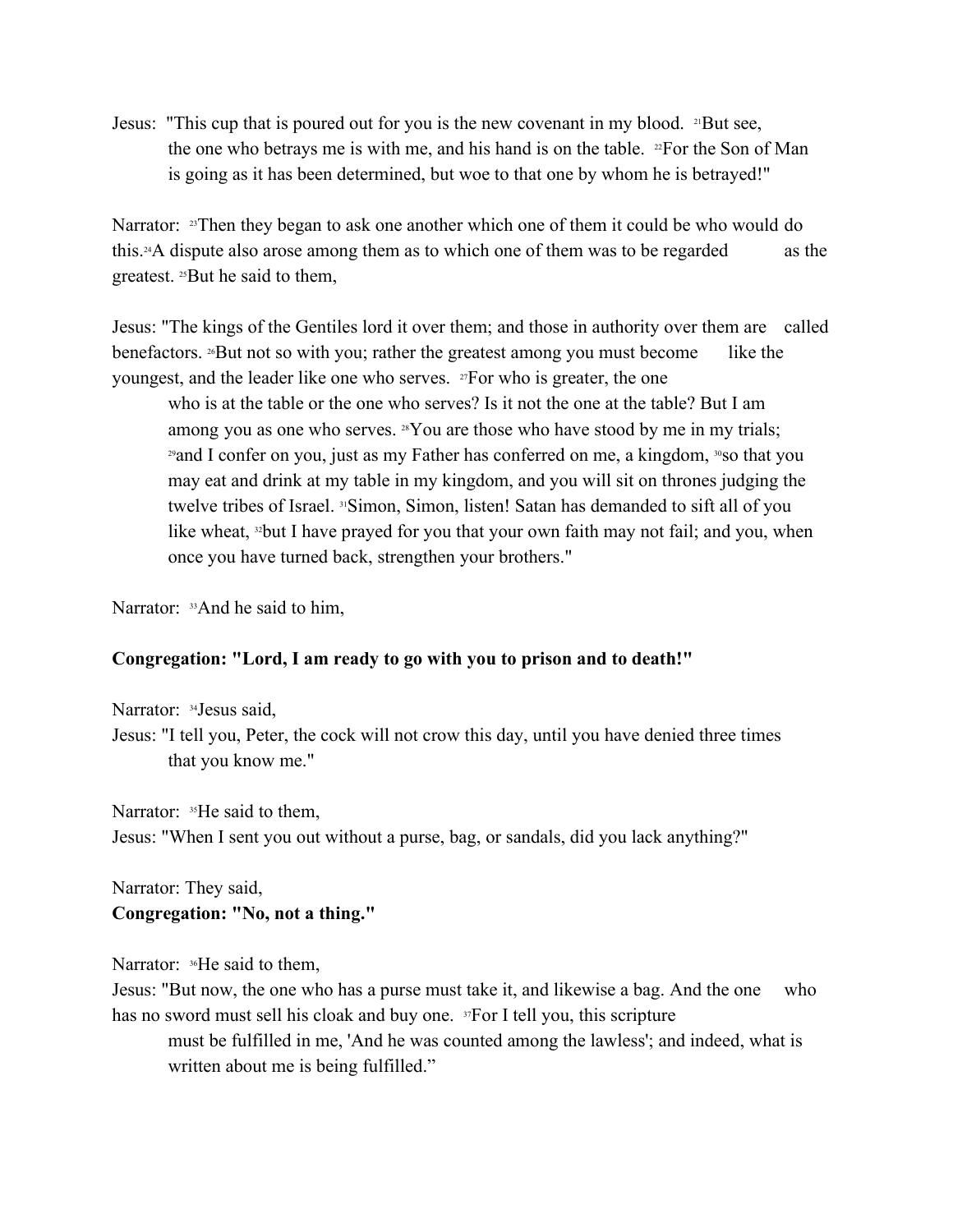Jesus: "This cup that is poured out for you is the new covenant in my blood. [21]But see, the one who betrays me is with me, and his hand is on the table. [22]For the Son of Man is going as it has been determined, but woe to that one by whom he is betrayed!"

Narrator: [23]Then they began to ask one another which one of them it could be who would do this.[24]A dispute also arose among them as to which one of them was to be regarded as the greatest. [25]But he said to them,

Jesus: "The kings of the Gentiles lord it over them; and those in authority over them are called benefactors. [26]But not so with you; rather the greatest among you must become like the youngest, and the leader like one who serves. [27]For who is greater, the one who is at the table or the one who serves? Is it not the one at the table? But I am among you as one who serves. [28]You are those who have stood by me in my trials; [29]and I confer on you, just as my Father has conferred on me, a kingdom, [30]so that you may eat and drink at my table in my kingdom, and you will sit on thrones judging the twelve tribes of Israel. [31]Simon, Simon, listen! Satan has demanded to sift all of you like wheat, [32]but I have prayed for you that your own faith may not fail; and you, when once you have turned back, strengthen your brothers."

Narrator: [33]And he said to him,

**Congregation: "Lord, I am ready to go with you to prison and to death!"**

Narrator: [34]Jesus said,
Jesus: "I tell you, Peter, the cock will not crow this day, until you have denied three times that you know me."

Narrator: [35]He said to them,
Jesus: "When I sent you out without a purse, bag, or sandals, did you lack anything?"

Narrator: They said,
**Congregation: "No, not a thing."**

Narrator: [36]He said to them,
Jesus: "But now, the one who has a purse must take it, and likewise a bag. And the one who has no sword must sell his cloak and buy one. [37]For I tell you, this scripture must be fulfilled in me, 'And he was counted among the lawless'; and indeed, what is written about me is being fulfilled."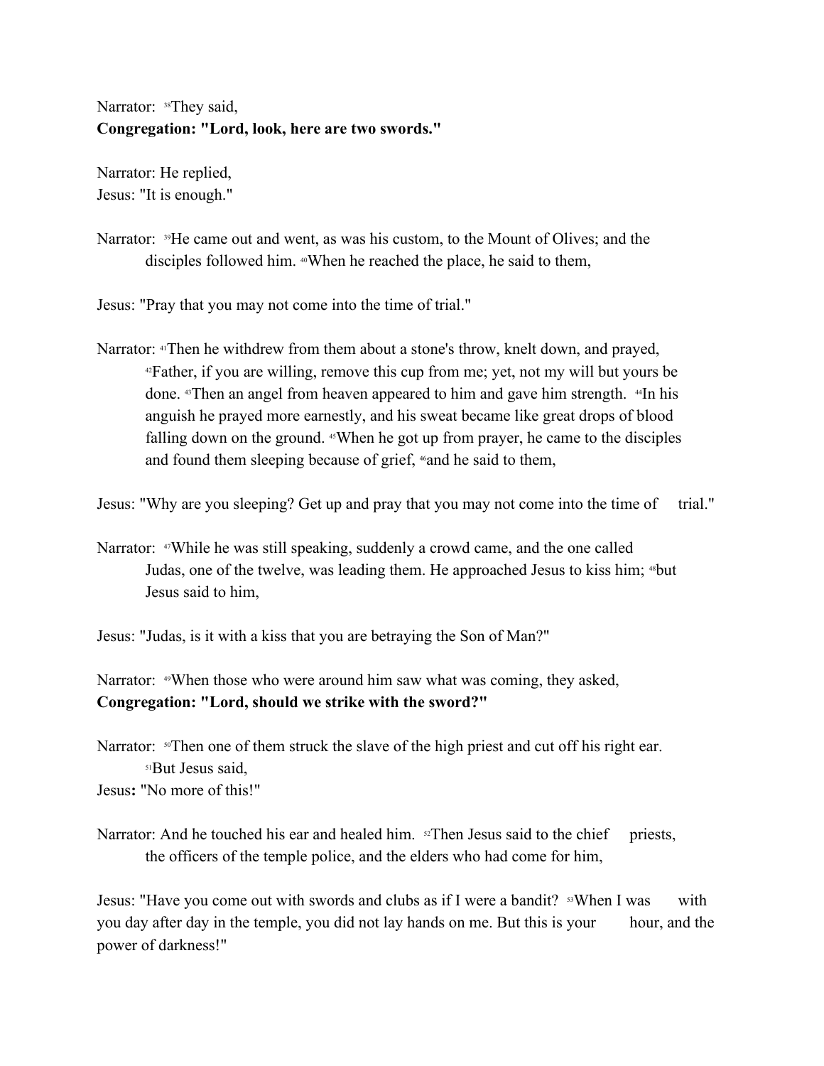Narrator: [38]They said,
**Congregation: "Lord, look, here are two swords."**

Narrator: He replied,
Jesus: "It is enough."

Narrator: [39]He came out and went, as was his custom, to the Mount of Olives; and the disciples followed him. [40]When he reached the place, he said to them,

Jesus: "Pray that you may not come into the time of trial."

Narrator: [41]Then he withdrew from them about a stone's throw, knelt down, and prayed, [42]Father, if you are willing, remove this cup from me; yet, not my will but yours be done. [43]Then an angel from heaven appeared to him and gave him strength. [44]In his anguish he prayed more earnestly, and his sweat became like great drops of blood falling down on the ground. [45]When he got up from prayer, he came to the disciples and found them sleeping because of grief, [46]and he said to them,

Jesus: "Why are you sleeping? Get up and pray that you may not come into the time of trial."

Narrator: [47]While he was still speaking, suddenly a crowd came, and the one called Judas, one of the twelve, was leading them. He approached Jesus to kiss him; [48]but Jesus said to him,

Jesus: "Judas, is it with a kiss that you are betraying the Son of Man?"

Narrator: [49]When those who were around him saw what was coming, they asked,
**Congregation: "Lord, should we strike with the sword?"**

Narrator: [50]Then one of them struck the slave of the high priest and cut off his right ear. [51]But Jesus said,
Jesus**:** "No more of this!"

Narrator: And he touched his ear and healed him. [52]Then Jesus said to the chief priests, the officers of the temple police, and the elders who had come for him,

Jesus: "Have you come out with swords and clubs as if I were a bandit? [53]When I was with you day after day in the temple, you did not lay hands on me. But this is your hour, and the power of darkness!"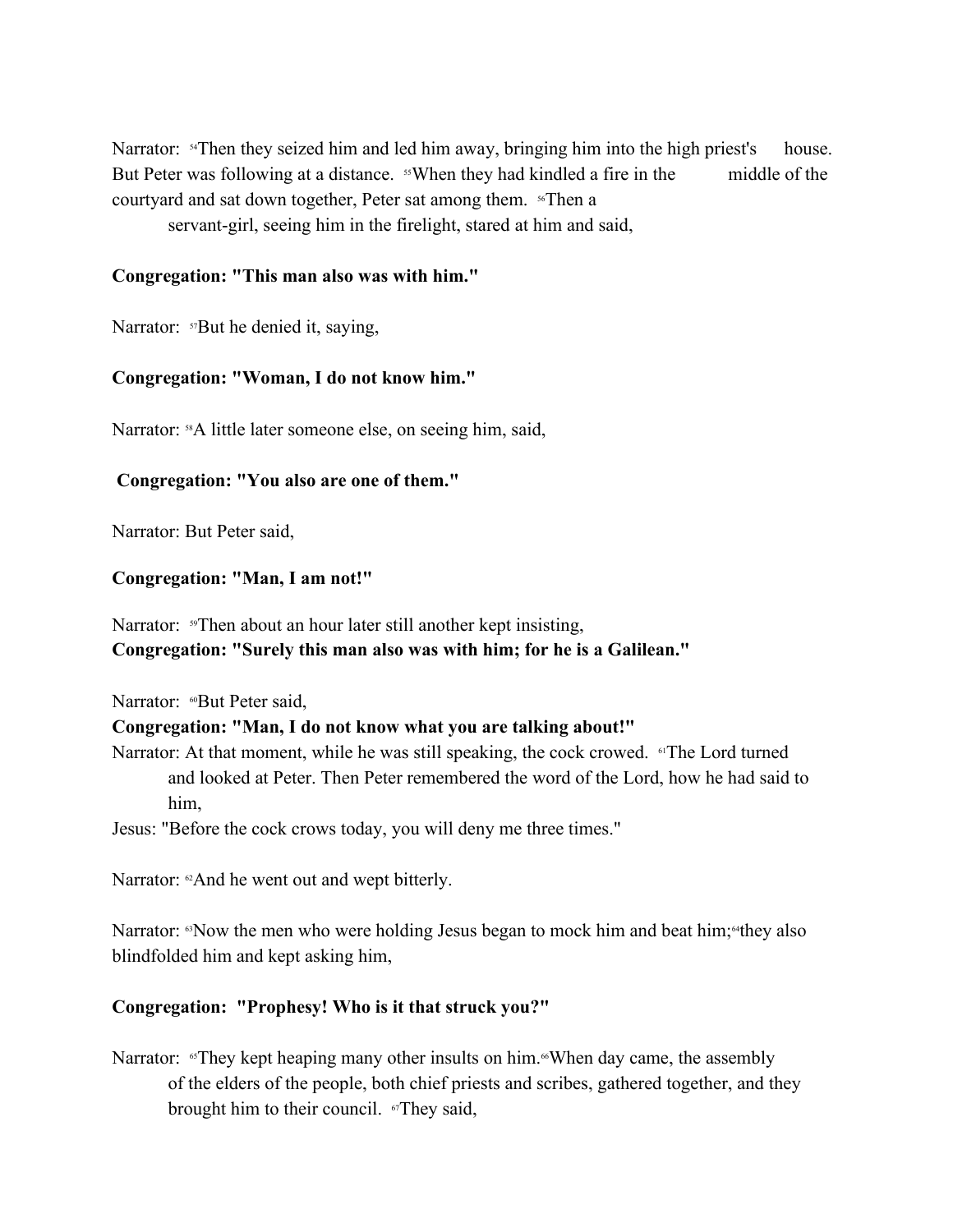Narrator: [54]Then they seized him and led him away, bringing him into the high priest's house. But Peter was following at a distance. [55]When they had kindled a fire in the middle of the courtyard and sat down together, Peter sat among them. [56]Then a servant-girl, seeing him in the firelight, stared at him and said,

**Congregation: "This man also was with him."**

Narrator: [57]But he denied it, saying,

**Congregation: "Woman, I do not know him."**

Narrator: [58]A little later someone else, on seeing him, said,

**Congregation: "You also are one of them."**

Narrator: But Peter said,

**Congregation: "Man, I am not!"**

Narrator: [59]Then about an hour later still another kept insisting,

**Congregation: "Surely this man also was with him; for he is a Galilean."**

Narrator: [60]But Peter said,

**Congregation: "Man, I do not know what you are talking about!"**

Narrator: At that moment, while he was still speaking, the cock crowed. [61]The Lord turned and looked at Peter. Then Peter remembered the word of the Lord, how he had said to him,

Jesus: "Before the cock crows today, you will deny me three times."

Narrator: [62]And he went out and wept bitterly.

Narrator: [63]Now the men who were holding Jesus began to mock him and beat him;[64]they also blindfolded him and kept asking him,

**Congregation: "Prophesy! Who is it that struck you?"**

Narrator: [65]They kept heaping many other insults on him.[66]When day came, the assembly of the elders of the people, both chief priests and scribes, gathered together, and they brought him to their council. [67]They said,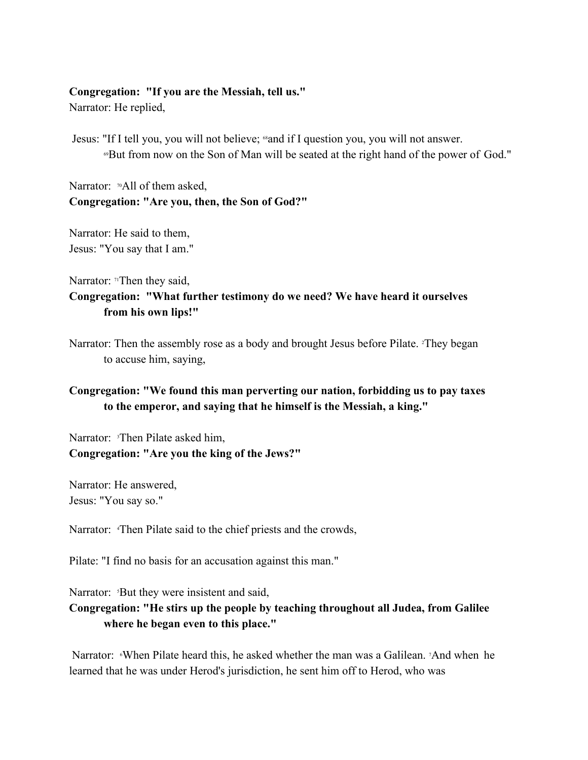**Congregation: "If you are the Messiah, tell us."**
Narrator: He replied,

Jesus: "If I tell you, you will not believe; [68]and if I question you, you will not answer. [69]But from now on the Son of Man will be seated at the right hand of the power of God."

Narrator: [70]All of them asked,
**Congregation: "Are you, then, the Son of God?"**

Narrator: He said to them,
Jesus: "You say that I am."

Narrator: [71]Then they said,
**Congregation: "What further testimony do we need? We have heard it ourselves from his own lips!"**

Narrator: Then the assembly rose as a body and brought Jesus before Pilate. [2]They began to accuse him, saying,

**Congregation: "We found this man perverting our nation, forbidding us to pay taxes to the emperor, and saying that he himself is the Messiah, a king."**

Narrator: [3]Then Pilate asked him,
**Congregation: "Are you the king of the Jews?"**

Narrator: He answered,
Jesus: "You say so."

Narrator: [4]Then Pilate said to the chief priests and the crowds,

Pilate: "I find no basis for an accusation against this man."

Narrator: [5]But they were insistent and said,
**Congregation: "He stirs up the people by teaching throughout all Judea, from Galilee where he began even to this place."**

Narrator: [6]When Pilate heard this, he asked whether the man was a Galilean. [7]And when he learned that he was under Herod's jurisdiction, he sent him off to Herod, who was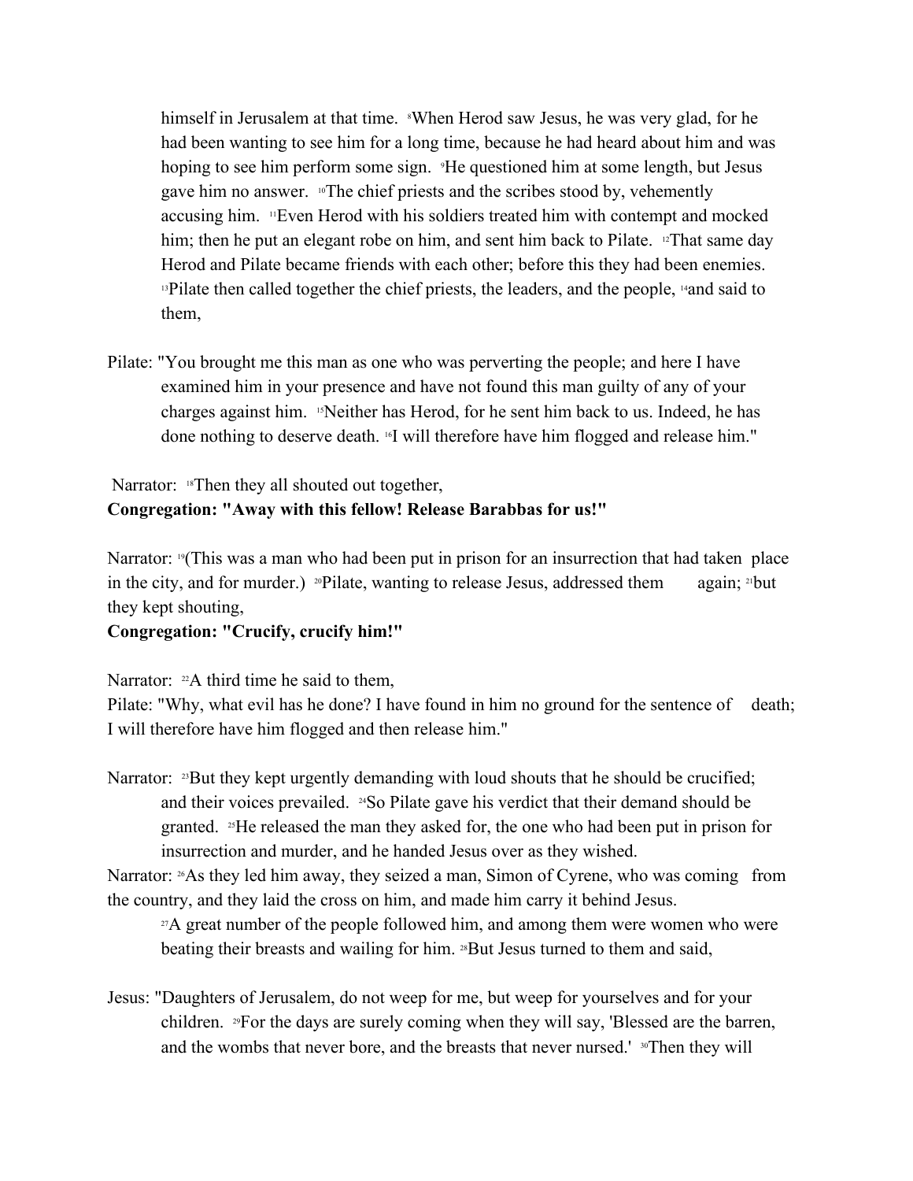himself in Jerusalem at that time. [8]When Herod saw Jesus, he was very glad, for he had been wanting to see him for a long time, because he had heard about him and was hoping to see him perform some sign. [9]He questioned him at some length, but Jesus gave him no answer. [10]The chief priests and the scribes stood by, vehemently accusing him. [11]Even Herod with his soldiers treated him with contempt and mocked him; then he put an elegant robe on him, and sent him back to Pilate. [12]That same day Herod and Pilate became friends with each other; before this they had been enemies. [13]Pilate then called together the chief priests, the leaders, and the people, [14]and said to them,

Pilate: "You brought me this man as one who was perverting the people; and here I have examined him in your presence and have not found this man guilty of any of your charges against him. [15]Neither has Herod, for he sent him back to us. Indeed, he has done nothing to deserve death. [16]I will therefore have him flogged and release him."

Narrator: [18]Then they all shouted out together,

**Congregation: "Away with this fellow! Release Barabbas for us!"**

Narrator: [19](This was a man who had been put in prison for an insurrection that had taken place in the city, and for murder.) [20]Pilate, wanting to release Jesus, addressed them again; [21]but they kept shouting,

**Congregation: "Crucify, crucify him!"**

Narrator: [22]A third time he said to them,

Pilate: "Why, what evil has he done? I have found in him no ground for the sentence of death; I will therefore have him flogged and then release him."

Narrator: [23]But they kept urgently demanding with loud shouts that he should be crucified; and their voices prevailed. [24]So Pilate gave his verdict that their demand should be granted. [25]He released the man they asked for, the one who had been put in prison for insurrection and murder, and he handed Jesus over as they wished.

Narrator: [26]As they led him away, they seized a man, Simon of Cyrene, who was coming from the country, and they laid the cross on him, and made him carry it behind Jesus.

[27]A great number of the people followed him, and among them were women who were beating their breasts and wailing for him. [28]But Jesus turned to them and said,

Jesus: "Daughters of Jerusalem, do not weep for me, but weep for yourselves and for your children. [29]For the days are surely coming when they will say, 'Blessed are the barren, and the wombs that never bore, and the breasts that never nursed.' [30]Then they will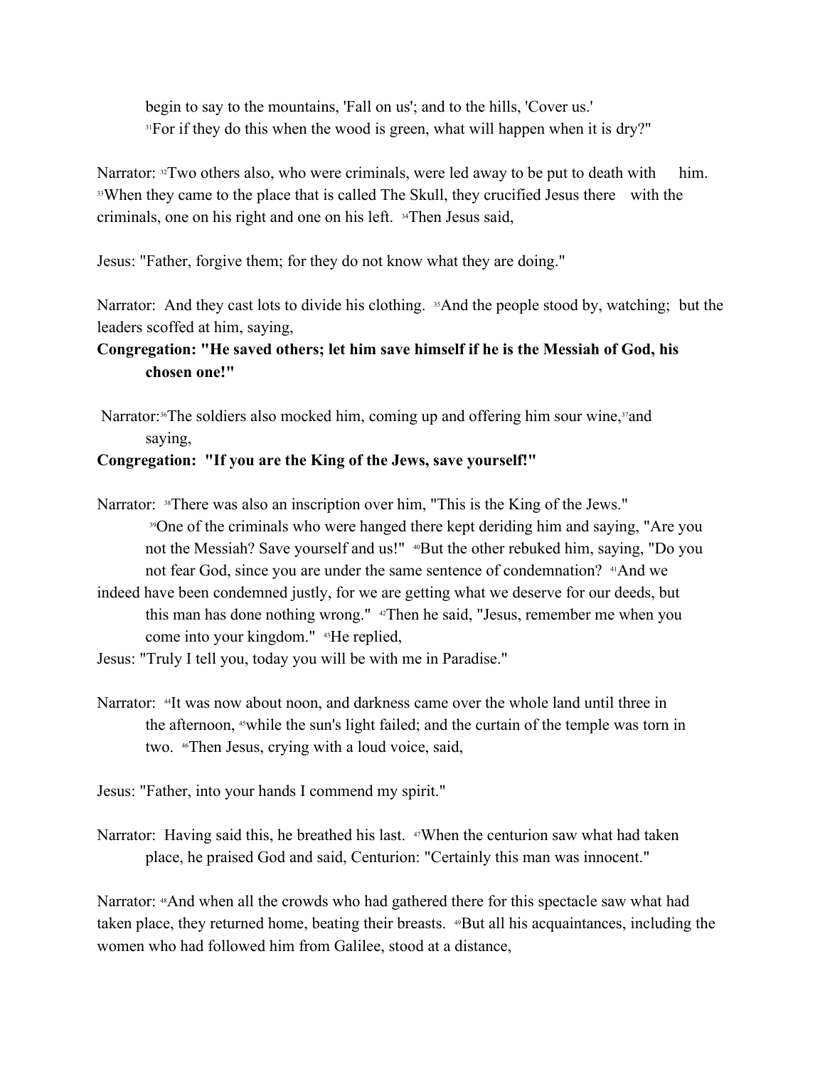begin to say to the mountains, 'Fall on us'; and to the hills, 'Cover us.'
[31]For if they do this when the wood is green, what will happen when it is dry?"

Narrator: [32]Two others also, who were criminals, were led away to be put to death with him. [33]When they came to the place that is called The Skull, they crucified Jesus there with the criminals, one on his right and one on his left. [34]Then Jesus said,

Jesus: "Father, forgive them; for they do not know what they are doing."

Narrator: And they cast lots to divide his clothing. [35]And the people stood by, watching; but the leaders scoffed at him, saying,

**Congregation: "He saved others; let him save himself if he is the Messiah of God, his chosen one!"**

Narrator:[36]The soldiers also mocked him, coming up and offering him sour wine,[37]and saying,

**Congregation: "If you are the King of the Jews, save yourself!"**

Narrator: [38]There was also an inscription over him, "This is the King of the Jews."
[39]One of the criminals who were hanged there kept deriding him and saying, "Are you not the Messiah? Save yourself and us!" [40]But the other rebuked him, saying, "Do you not fear God, since you are under the same sentence of condemnation? [41]And we indeed have been condemned justly, for we are getting what we deserve for our deeds, but this man has done nothing wrong." [42]Then he said, "Jesus, remember me when you come into your kingdom." [43]He replied,

Jesus: "Truly I tell you, today you will be with me in Paradise."

Narrator: [44]It was now about noon, and darkness came over the whole land until three in the afternoon, [45]while the sun's light failed; and the curtain of the temple was torn in two. [46]Then Jesus, crying with a loud voice, said,

Jesus: "Father, into your hands I commend my spirit."

Narrator: Having said this, he breathed his last. [47]When the centurion saw what had taken place, he praised God and said, Centurion: "Certainly this man was innocent."

Narrator: [48]And when all the crowds who had gathered there for this spectacle saw what had taken place, they returned home, beating their breasts. [49]But all his acquaintances, including the women who had followed him from Galilee, stood at a distance,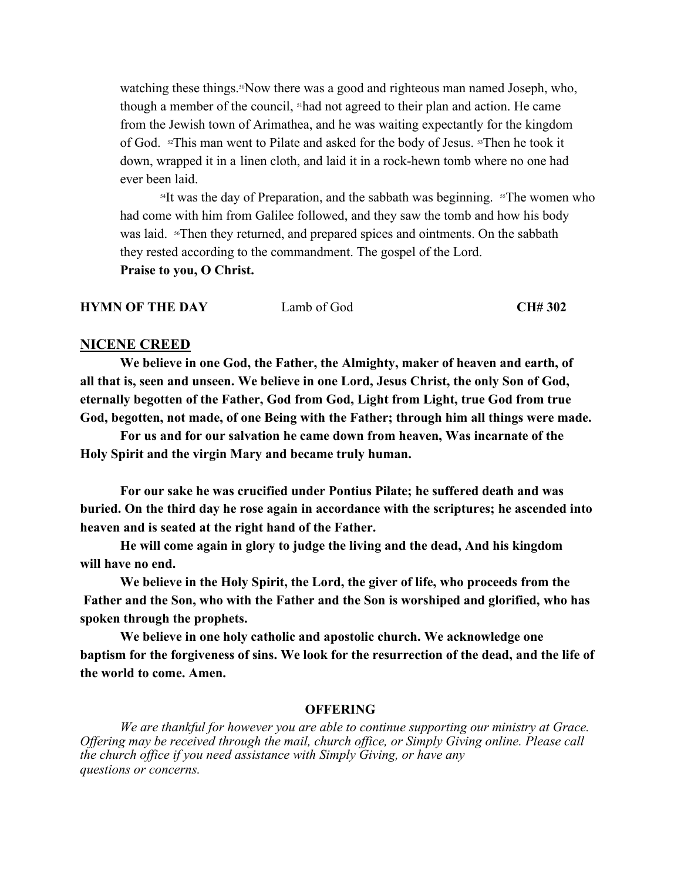watching these things.[50]Now there was a good and righteous man named Joseph, who, though a member of the council, [51]had not agreed to their plan and action. He came from the Jewish town of Arimathea, and he was waiting expectantly for the kingdom of God. [52]This man went to Pilate and asked for the body of Jesus. [53]Then he took it down, wrapped it in a linen cloth, and laid it in a rock-hewn tomb where no one had ever been laid.

[54]It was the day of Preparation, and the sabbath was beginning. [55]The women who had come with him from Galilee followed, and they saw the tomb and how his body was laid. [56]Then they returned, and prepared spices and ointments. On the sabbath they rested according to the commandment. The gospel of the Lord.

**Praise to you, O Christ.**

**HYMN OF THE DAY** Lamb of God **CH# 302**

## NICENE CREED

**We believe in one God, the Father, the Almighty, maker of heaven and earth, of all that is, seen and unseen. We believe in one Lord, Jesus Christ, the only Son of God, eternally begotten of the Father, God from God, Light from Light, true God from true God, begotten, not made, of one Being with the Father; through him all things were made.**

**For us and for our salvation he came down from heaven, Was incarnate of the Holy Spirit and the virgin Mary and became truly human.**

**For our sake he was crucified under Pontius Pilate; he suffered death and was buried. On the third day he rose again in accordance with the scriptures; he ascended into heaven and is seated at the right hand of the Father.**

**He will come again in glory to judge the living and the dead, And his kingdom will have no end.**

**We believe in the Holy Spirit, the Lord, the giver of life, who proceeds from the Father and the Son, who with the Father and the Son is worshiped and glorified, who has spoken through the prophets.**

**We believe in one holy catholic and apostolic church. We acknowledge one baptism for the forgiveness of sins. We look for the resurrection of the dead, and the life of the world to come. Amen.**

## OFFERING

*We are thankful for however you are able to continue supporting our ministry at Grace. Offering may be received through the mail, church office, or Simply Giving online. Please call the church office if you need assistance with Simply Giving, or have any questions or concerns.*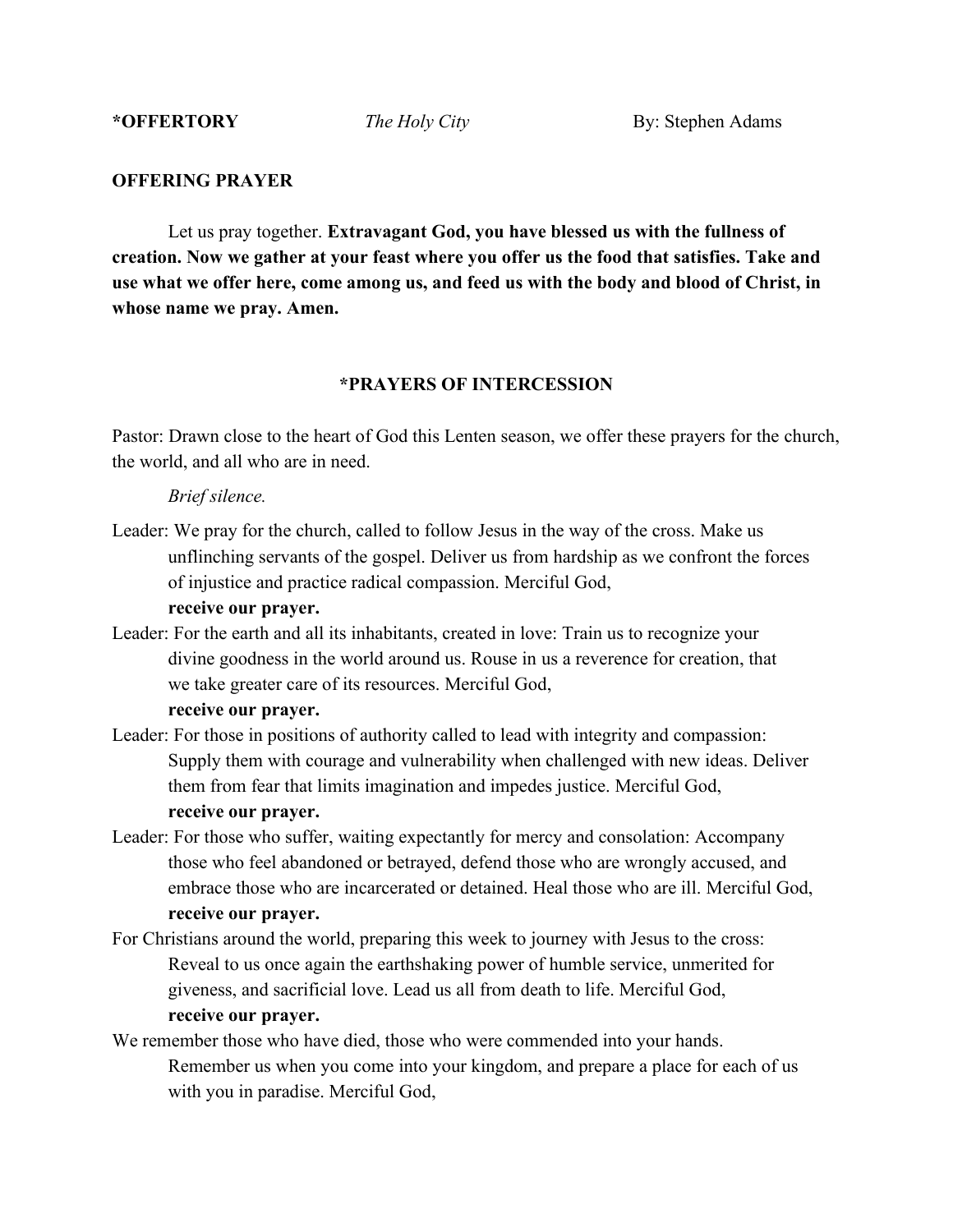**\*OFFERTORY** *The Holy City* By: Stephen Adams

**OFFERING PRAYER**

Let us pray together. **Extravagant God, you have blessed us with the fullness of creation. Now we gather at your feast where you offer us the food that satisfies. Take and use what we offer here, come among us, and feed us with the body and blood of Christ, in whose name we pray. Amen.**

## \*PRAYERS OF INTERCESSION

Pastor: Drawn close to the heart of God this Lenten season, we offer these prayers for the church, the world, and all who are in need.

*Brief silence.*

Leader: We pray for the church, called to follow Jesus in the way of the cross. Make us unflinching servants of the gospel. Deliver us from hardship as we confront the forces of injustice and practice radical compassion. Merciful God,
**receive our prayer.**

Leader: For the earth and all its inhabitants, created in love: Train us to recognize your divine goodness in the world around us. Rouse in us a reverence for creation, that we take greater care of its resources. Merciful God,
**receive our prayer.**

Leader: For those in positions of authority called to lead with integrity and compassion: Supply them with courage and vulnerability when challenged with new ideas. Deliver them from fear that limits imagination and impedes justice. Merciful God,
**receive our prayer.**

Leader: For those who suffer, waiting expectantly for mercy and consolation: Accompany those who feel abandoned or betrayed, defend those who are wrongly accused, and embrace those who are incarcerated or detained. Heal those who are ill. Merciful God,
**receive our prayer.**

For Christians around the world, preparing this week to journey with Jesus to the cross: Reveal to us once again the earthshaking power of humble service, unmerited forgiveness, and sacrificial love. Lead us all from death to life. Merciful God,
**receive our prayer.**

We remember those who have died, those who were commended into your hands. Remember us when you come into your kingdom, and prepare a place for each of us with you in paradise. Merciful God,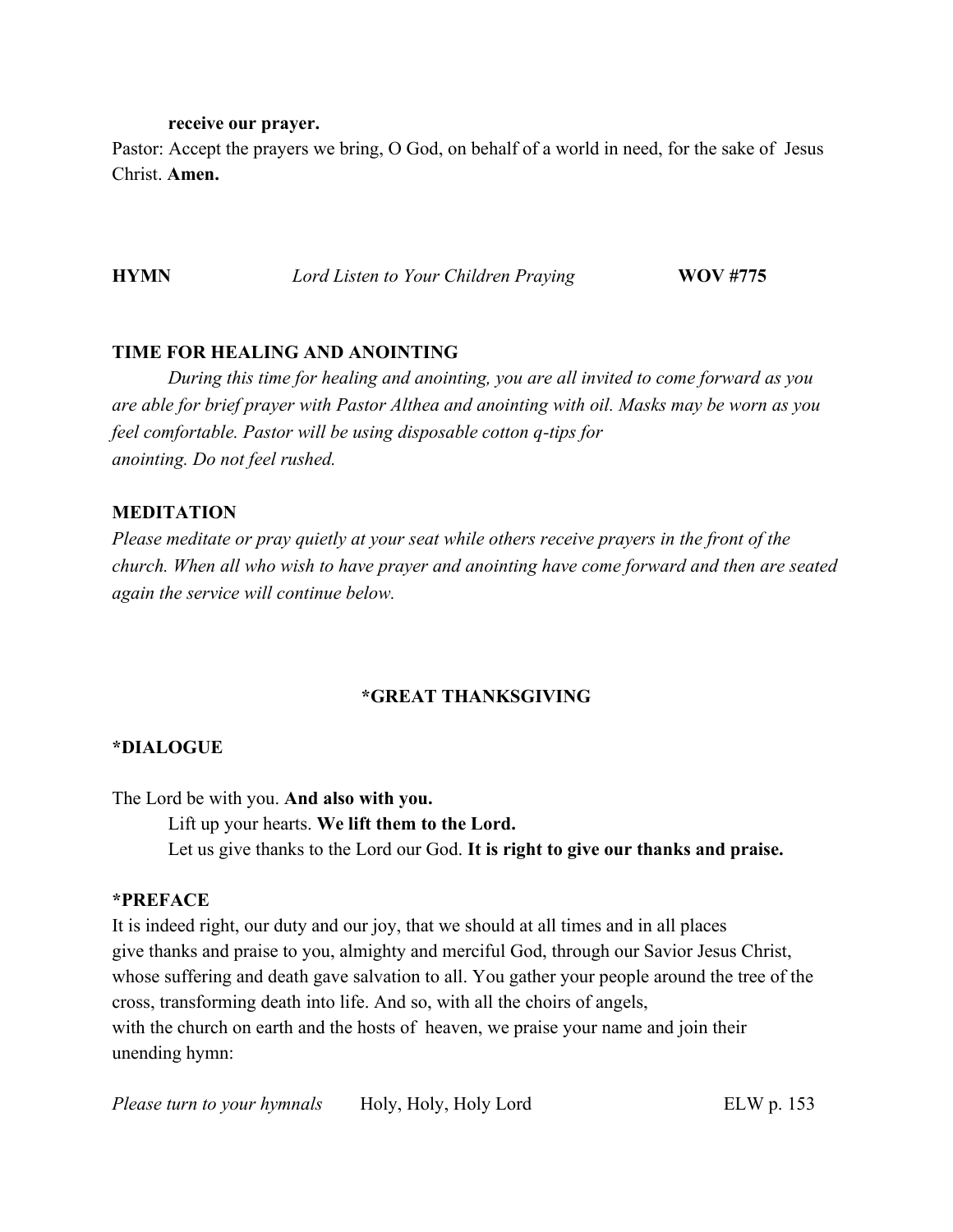**receive our prayer.**

Pastor: Accept the prayers we bring, O God, on behalf of a world in need, for the sake of Jesus Christ. **Amen.**

**HYMN** *Lord Listen to Your Children Praying* **WOV #775**

**TIME FOR HEALING AND ANOINTING**

*During this time for healing and anointing, you are all invited to come forward as you are able for brief prayer with Pastor Althea and anointing with oil. Masks may be worn as you feel comfortable. Pastor will be using disposable cotton q-tips for anointing. Do not feel rushed.*

**MEDITATION**

*Please meditate or pray quietly at your seat while others receive prayers in the front of the church. When all who wish to have prayer and anointing have come forward and then are seated again the service will continue below.*

**\*GREAT THANKSGIVING**

**\*DIALOGUE**

The Lord be with you. **And also with you.**

Lift up your hearts. **We lift them to the Lord.**

Let us give thanks to the Lord our God. **It is right to give our thanks and praise.**

**\*PREFACE**

It is indeed right, our duty and our joy, that we should at all times and in all places give thanks and praise to you, almighty and merciful God, through our Savior Jesus Christ, whose suffering and death gave salvation to all. You gather your people around the tree of the cross, transforming death into life. And so, with all the choirs of angels, with the church on earth and the hosts of heaven, we praise your name and join their unending hymn:

*Please turn to your hymnals* Holy, Holy, Holy Lord ELW p. 153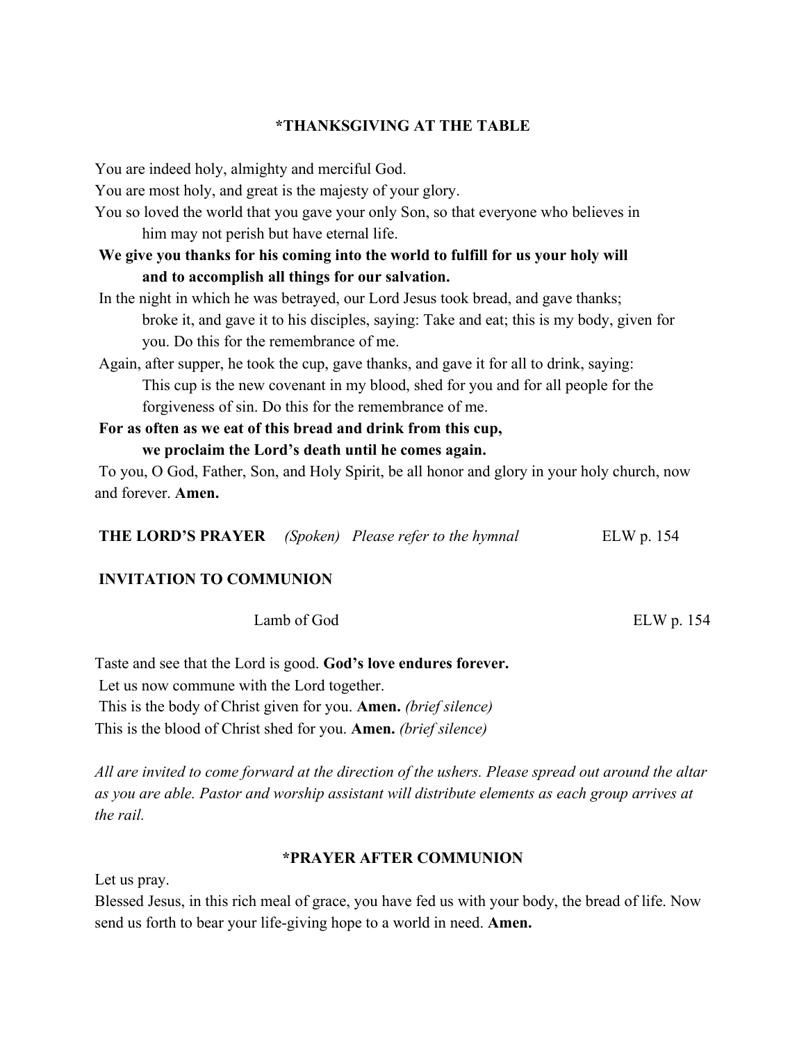## *THANKSGIVING AT THE TABLE

You are indeed holy, almighty and merciful God.
You are most holy, and great is the majesty of your glory.
You so loved the world that you gave your only Son, so that everyone who believes in him may not perish but have eternal life.
**We give you thanks for his coming into the world to fulfill for us your holy will and to accomplish all things for our salvation.**
In the night in which he was betrayed, our Lord Jesus took bread, and gave thanks; broke it, and gave it to his disciples, saying: Take and eat; this is my body, given for you. Do this for the remembrance of me.
Again, after supper, he took the cup, gave thanks, and gave it for all to drink, saying: This cup is the new covenant in my blood, shed for you and for all people for the forgiveness of sin. Do this for the remembrance of me.
**For as often as we eat of this bread and drink from this cup, we proclaim the Lord's death until he comes again.**
To you, O God, Father, Son, and Holy Spirit, be all honor and glory in your holy church, now and forever. **Amen.**

**THE LORD'S PRAYER** *(Spoken)* *Please refer to the hymnal* ELW p. 154

**INVITATION TO COMMUNION**

Lamb of God ELW p. 154

Taste and see that the Lord is good. **God's love endures forever.**
Let us now commune with the Lord together.
This is the body of Christ given for you. **Amen.** *(brief silence)*
This is the blood of Christ shed for you. **Amen.** *(brief silence)*

*All are invited to come forward at the direction of the ushers. Please spread out around the altar as you are able. Pastor and worship assistant will distribute elements as each group arrives at the rail.*

## *PRAYER AFTER COMMUNION

Let us pray.
Blessed Jesus, in this rich meal of grace, you have fed us with your body, the bread of life. Now send us forth to bear your life-giving hope to a world in need. **Amen.**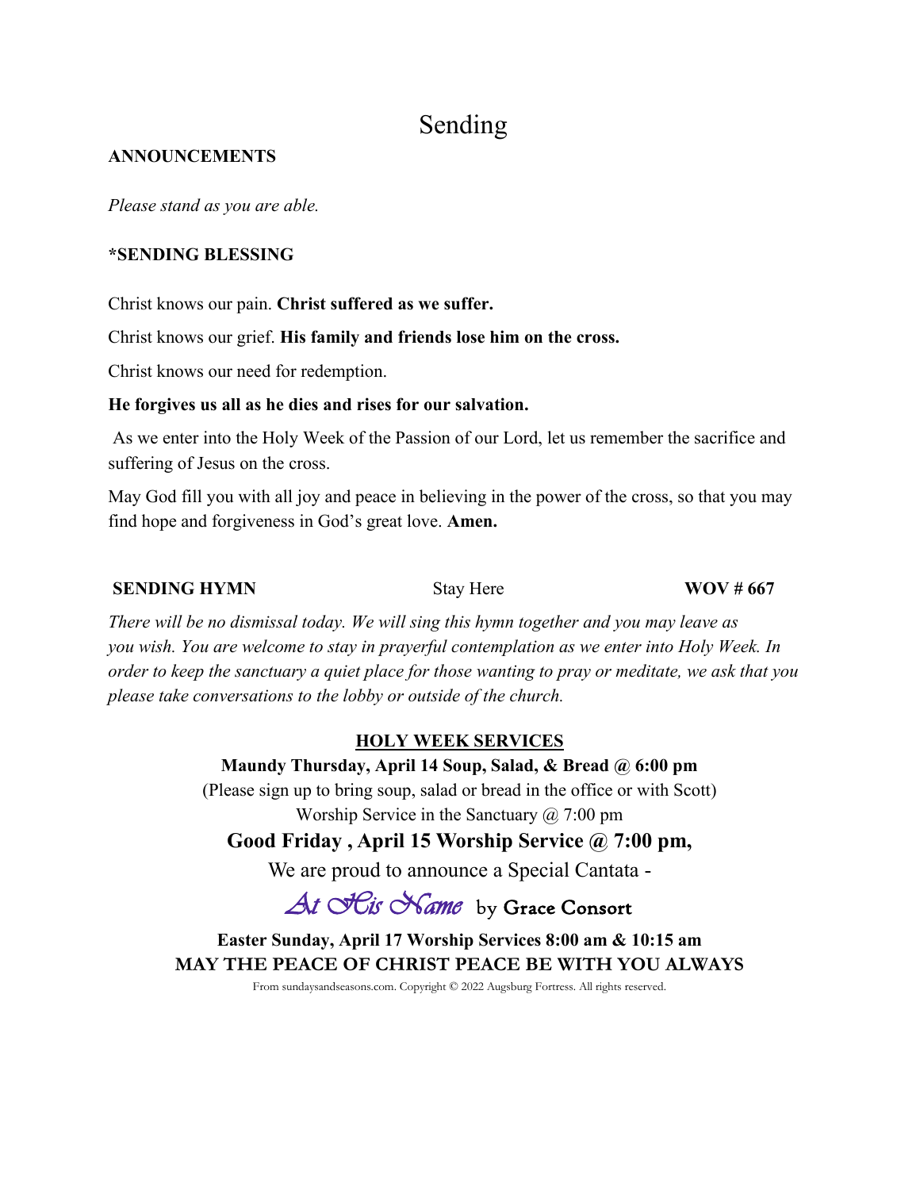# Sending

**ANNOUNCEMENTS**

*Please stand as you are able.*

**\*SENDING BLESSING**

Christ knows our pain. **Christ suffered as we suffer.**

Christ knows our grief. **His family and friends lose him on the cross.**

Christ knows our need for redemption.

**He forgives us all as he dies and rises for our salvation.**

As we enter into the Holy Week of the Passion of our Lord, let us remember the sacrifice and suffering of Jesus on the cross.

May God fill you with all joy and peace in believing in the power of the cross, so that you may find hope and forgiveness in God's great love. **Amen.**

**SENDING HYMN** Stay Here **WOV # 667**

*There will be no dismissal today. We will sing this hymn together and you may leave as you wish. You are welcome to stay in prayerful contemplation as we enter into Holy Week. In order to keep the sanctuary a quiet place for those wanting to pray or meditate, we ask that you please take conversations to the lobby or outside of the church.*

**HOLY WEEK SERVICES**

**Maundy Thursday, April 14 Soup, Salad, & Bread @ 6:00 pm**

(Please sign up to bring soup, salad or bread in the office or with Scott)

Worship Service in the Sanctuary @ 7:00 pm

**Good Friday , April 15 Worship Service @ 7:00 pm,**

We are proud to announce a Special Cantata -

*At His Name* by **Grace Consort**

**Easter Sunday, April 17 Worship Services 8:00 am & 10:15 am**

**MAY THE PEACE OF CHRIST PEACE BE WITH YOU ALWAYS**

From sundaysandseasons.com. Copyright © 2022 Augsburg Fortress. All rights reserved.